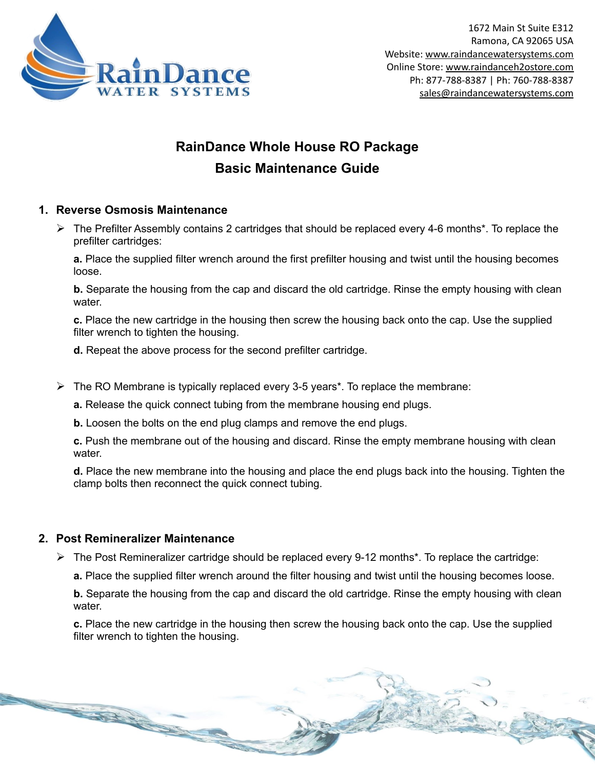1672 Main St Suite E312
Ramona, CA 92065 USA
Website: www.raindancewatersystems.com
Online Store: www.raindanceh2ostore.com
Ph: 877-788-8387 | Ph: 760-788-8387
sales@raindancewatersystems.com

# RainDance Whole House RO Package
# Basic Maintenance Guide

## 1. Reverse Osmosis Maintenance

- The Prefilter Assembly contains 2 cartridges that should be replaced every 4-6 months*. To replace the prefilter cartridges:

  **a.** Place the supplied filter wrench around the first prefilter housing and twist until the housing becomes loose.

  **b.** Separate the housing from the cap and discard the old cartridge. Rinse the empty housing with clean water.

  **c.** Place the new cartridge in the housing then screw the housing back onto the cap. Use the supplied filter wrench to tighten the housing.

  **d.** Repeat the above process for the second prefilter cartridge.

- The RO Membrane is typically replaced every 3-5 years*. To replace the membrane:

  **a.** Release the quick connect tubing from the membrane housing end plugs.

  **b.** Loosen the bolts on the end plug clamps and remove the end plugs.

  **c.** Push the membrane out of the housing and discard. Rinse the empty membrane housing with clean water.

  **d.** Place the new membrane into the housing and place the end plugs back into the housing. Tighten the clamp bolts then reconnect the quick connect tubing.

## 2. Post Remineralizer Maintenance

- The Post Remineralizer cartridge should be replaced every 9-12 months*. To replace the cartridge:

  **a.** Place the supplied filter wrench around the filter housing and twist until the housing becomes loose.

  **b.** Separate the housing from the cap and discard the old cartridge. Rinse the empty housing with clean water.

  **c.** Place the new cartridge in the housing then screw the housing back onto the cap. Use the supplied filter wrench to tighten the housing.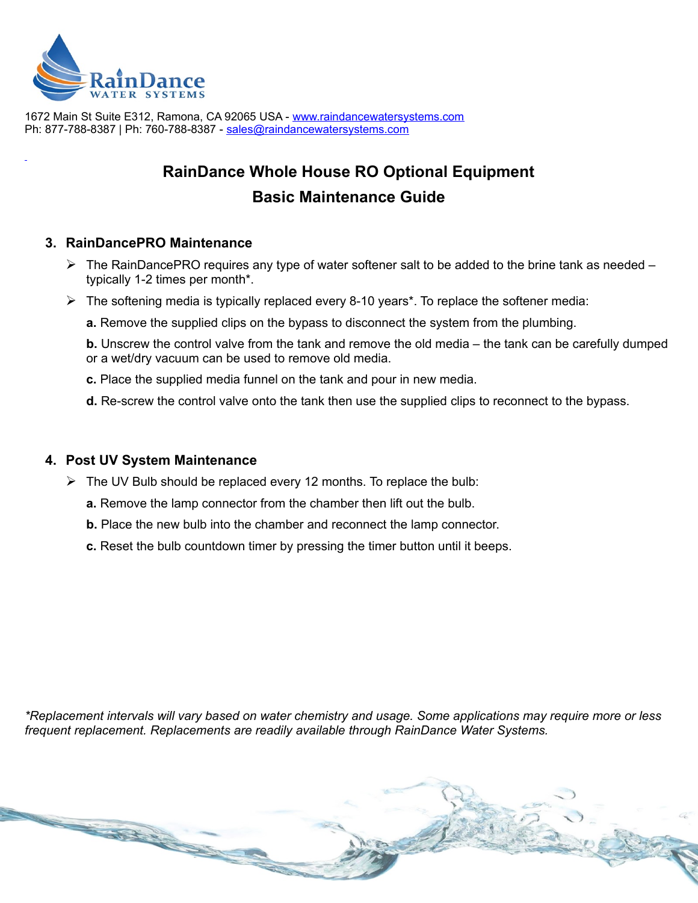RainDance WATER SYSTEMS

1672 Main St Suite E312, Ramona, CA 92065 USA - www.raindancewatersystems.com
Ph: 877-788-8387 | Ph: 760-788-8387 - sales@raindancewatersystems.com

# RainDance Whole House RO Optional Equipment
# Basic Maintenance Guide

## 3. RainDancePRO Maintenance

- The RainDancePRO requires any type of water softener salt to be added to the brine tank as needed – typically 1-2 times per month*.
- The softening media is typically replaced every 8-10 years*. To replace the softener media:

  **a.** Remove the supplied clips on the bypass to disconnect the system from the plumbing.

  **b.** Unscrew the control valve from the tank and remove the old media – the tank can be carefully dumped or a wet/dry vacuum can be used to remove old media.

  **c.** Place the supplied media funnel on the tank and pour in new media.

  **d.** Re-screw the control valve onto the tank then use the supplied clips to reconnect to the bypass.

## 4. Post UV System Maintenance

- The UV Bulb should be replaced every 12 months. To replace the bulb:

  **a.** Remove the lamp connector from the chamber then lift out the bulb.

  **b.** Place the new bulb into the chamber and reconnect the lamp connector.

  **c.** Reset the bulb countdown timer by pressing the timer button until it beeps.

*\*Replacement intervals will vary based on water chemistry and usage. Some applications may require more or less frequent replacement. Replacements are readily available through RainDance Water Systems.*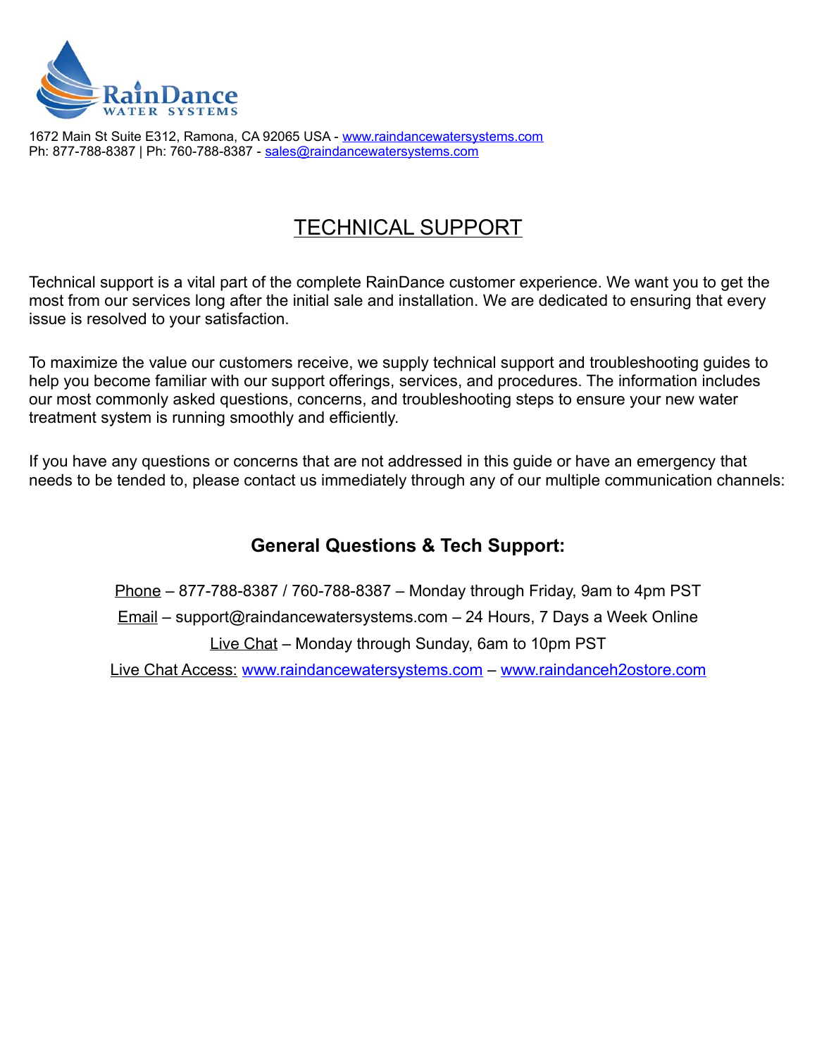RainDance
WATER SYSTEMS

1672 Main St Suite E312, Ramona, CA 92065 USA - www.raindancewatersystems.com
Ph: 877-788-8387 | Ph: 760-788-8387 - sales@raindancewatersystems.com

# TECHNICAL SUPPORT

Technical support is a vital part of the complete RainDance customer experience. We want you to get the most from our services long after the initial sale and installation. We are dedicated to ensuring that every issue is resolved to your satisfaction.

To maximize the value our customers receive, we supply technical support and troubleshooting guides to help you become familiar with our support offerings, services, and procedures. The information includes our most commonly asked questions, concerns, and troubleshooting steps to ensure your new water treatment system is running smoothly and efficiently.

If you have any questions or concerns that are not addressed in this guide or have an emergency that needs to be tended to, please contact us immediately through any of our multiple communication channels:

## General Questions & Tech Support:

Phone – 877-788-8387 / 760-788-8387 – Monday through Friday, 9am to 4pm PST

Email – support@raindancewatersystems.com – 24 Hours, 7 Days a Week Online

Live Chat – Monday through Sunday, 6am to 10pm PST

Live Chat Access: www.raindancewatersystems.com – www.raindanceh2ostore.com